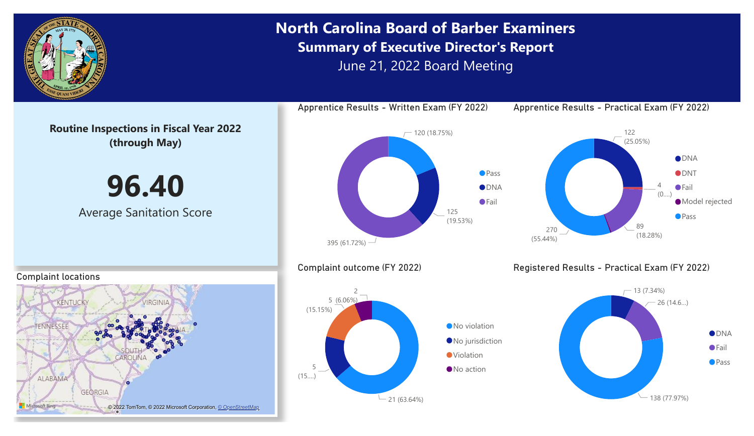# North Carolina Board of Barber Examiners

## Summary of Executive Director's Report

June 21, 2022 Board Meeting

### Routine Inspections in Fiscal Year 2022 (through May)

**96.40**

Average Sanitation Score

### Complaint locations

© 2022 TomTom, © 2022 Microsoft Corporation, © OpenStreetMap

### Apprentice Results - Written Exam (FY 2022)

| Result | Count |
| --- | --- |
| Pass | 120 (18.75%) |
| DNA | 125 (19.53%) |
| Fail | 395 (61.72%) |

### Apprentice Results - Practical Exam (FY 2022)

| Result | Count |
| --- | --- |
| DNA | 122 (25.05%) |
| DNT | 4 (0....) |
| Fail | 89 (18.28%) |
| Model rejected | |
| Pass | 270 (55.44%) |

### Complaint outcome (FY 2022)

| Outcome | Count |
| --- | --- |
| No violation | 21 (63.64%) |
| No jurisdiction | 5 (15....) |
| Violation | 5 (15.15%) |
| No action | 2 (6.06%) |

### Registered Results - Practical Exam (FY 2022)

| Result | Count |
| --- | --- |
| DNA | 13 (7.34%) |
| Fail | 26 (14.6...) |
| Pass | 138 (77.97%) |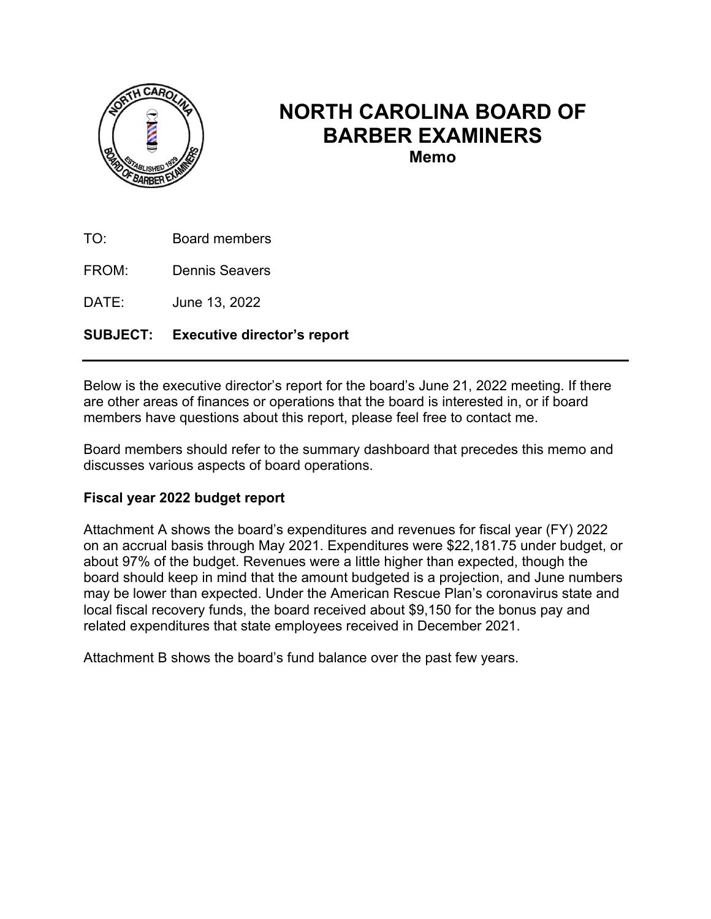# NORTH CAROLINA BOARD OF BARBER EXAMINERS

**Memo**

TO: Board members

FROM: Dennis Seavers

DATE: June 13, 2022

**SUBJECT: Executive director's report**

---

Below is the executive director's report for the board's June 21, 2022 meeting. If there are other areas of finances or operations that the board is interested in, or if board members have questions about this report, please feel free to contact me.

Board members should refer to the summary dashboard that precedes this memo and discusses various aspects of board operations.

**Fiscal year 2022 budget report**

Attachment A shows the board's expenditures and revenues for fiscal year (FY) 2022 on an accrual basis through May 2021. Expenditures were $22,181.75 under budget, or about 97% of the budget. Revenues were a little higher than expected, though the board should keep in mind that the amount budgeted is a projection, and June numbers may be lower than expected. Under the American Rescue Plan's coronavirus state and local fiscal recovery funds, the board received about $9,150 for the bonus pay and related expenditures that state employees received in December 2021.

Attachment B shows the board's fund balance over the past few years.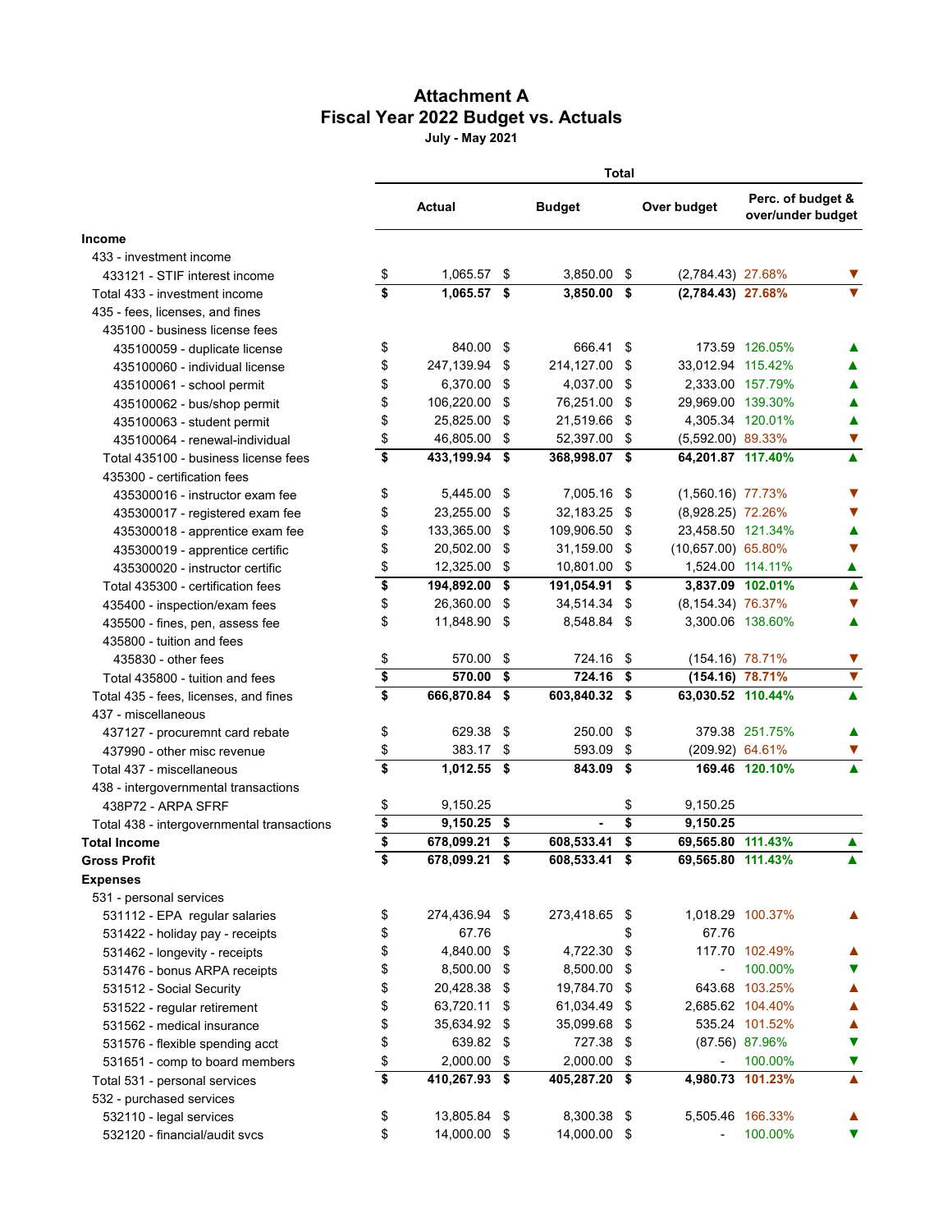# Attachment A
## Fiscal Year 2022 Budget vs. Actuals
**July - May 2021**

| | Total | | | | |
|---|---|---|---|---|---|
| | **Actual** | **Budget** | **Over budget** | **Perc. of budget & over/under budget** | |
| **Income** | | | | | |
| 433 - investment income | | | | | |
| 433121 - STIF interest income | $ 1,065.57 | $ 3,850.00 | $ (2,784.43) | 27.68% | ▼ |
| Total 433 - investment income | **$ 1,065.57** | **$ 3,850.00** | **$ (2,784.43)** | **27.68%** | ▼ |
| 435 - fees, licenses, and fines | | | | | |
| 435100 - business license fees | | | | | |
| 435100059 - duplicate license | $ 840.00 | $ 666.41 | $ 173.59 | 126.05% | ▲ |
| 435100060 - individual license | $ 247,139.94 | $ 214,127.00 | $ 33,012.94 | 115.42% | ▲ |
| 435100061 - school permit | $ 6,370.00 | $ 4,037.00 | $ 2,333.00 | 157.79% | ▲ |
| 435100062 - bus/shop permit | $ 106,220.00 | $ 76,251.00 | $ 29,969.00 | 139.30% | ▲ |
| 435100063 - student permit | $ 25,825.00 | $ 21,519.66 | $ 4,305.34 | 120.01% | ▲ |
| 435100064 - renewal-individual | $ 46,805.00 | $ 52,397.00 | $ (5,592.00) | 89.33% | ▼ |
| Total 435100 - business license fees | **$ 433,199.94** | **$ 368,998.07** | **$ 64,201.87** | **117.40%** | ▲ |
| 435300 - certification fees | | | | | |
| 435300016 - instructor exam fee | $ 5,445.00 | $ 7,005.16 | $ (1,560.16) | 77.73% | ▼ |
| 435300017 - registered exam fee | $ 23,255.00 | $ 32,183.25 | $ (8,928.25) | 72.26% | ▼ |
| 435300018 - apprentice exam fee | $ 133,365.00 | $ 109,906.50 | $ 23,458.50 | 121.34% | ▲ |
| 435300019 - apprentice certific | $ 20,502.00 | $ 31,159.00 | $ (10,657.00) | 65.80% | ▼ |
| 435300020 - instructor certific | $ 12,325.00 | $ 10,801.00 | $ 1,524.00 | 114.11% | ▲ |
| Total 435300 - certification fees | **$ 194,892.00** | **$ 191,054.91** | **$ 3,837.09** | **102.01%** | ▲ |
| 435400 - inspection/exam fees | $ 26,360.00 | $ 34,514.34 | $ (8,154.34) | 76.37% | ▼ |
| 435500 - fines, pen, assess fee | $ 11,848.90 | $ 8,548.84 | $ 3,300.06 | 138.60% | ▲ |
| 435800 - tuition and fees | | | | | |
| 435830 - other fees | $ 570.00 | $ 724.16 | $ (154.16) | 78.71% | ▼ |
| Total 435800 - tuition and fees | **$ 570.00** | **$ 724.16** | **$ (154.16)** | **78.71%** | ▼ |
| Total 435 - fees, licenses, and fines | **$ 666,870.84** | **$ 603,840.32** | **$ 63,030.52** | **110.44%** | ▲ |
| 437 - miscellaneous | | | | | |
| 437127 - procuremnt card rebate | $ 629.38 | $ 250.00 | $ 379.38 | 251.75% | ▲ |
| 437990 - other misc revenue | $ 383.17 | $ 593.09 | $ (209.92) | 64.61% | ▼ |
| Total 437 - miscellaneous | **$ 1,012.55** | **$ 843.09** | **$ 169.46** | **120.10%** | ▲ |
| 438 - intergovernmental transactions | | | | | |
| 438P72 - ARPA SFRF | $ 9,150.25 | | $ 9,150.25 | | |
| Total 438 - intergovernmental transactions | **$ 9,150.25** | **$ -** | **$ 9,150.25** | | |
| **Total Income** | **$ 678,099.21** | **$ 608,533.41** | **$ 69,565.80** | **111.43%** | ▲ |
| **Gross Profit** | **$ 678,099.21** | **$ 608,533.41** | **$ 69,565.80** | **111.43%** | ▲ |
| **Expenses** | | | | | |
| 531 - personal services | | | | | |
| 531112 - EPA regular salaries | $ 274,436.94 | $ 273,418.65 | $ 1,018.29 | 100.37% | ▲ |
| 531422 - holiday pay - receipts | $ 67.76 | | $ 67.76 | | |
| 531462 - longevity - receipts | $ 4,840.00 | $ 4,722.30 | $ 117.70 | 102.49% | ▲ |
| 531476 - bonus ARPA receipts | $ 8,500.00 | $ 8,500.00 | $ - | 100.00% | ▼ |
| 531512 - Social Security | $ 20,428.38 | $ 19,784.70 | $ 643.68 | 103.25% | ▲ |
| 531522 - regular retirement | $ 63,720.11 | $ 61,034.49 | $ 2,685.62 | 104.40% | ▲ |
| 531562 - medical insurance | $ 35,634.92 | $ 35,099.68 | $ 535.24 | 101.52% | ▲ |
| 531576 - flexible spending acct | $ 639.82 | $ 727.38 | $ (87.56) | 87.96% | ▼ |
| 531651 - comp to board members | $ 2,000.00 | $ 2,000.00 | $ - | 100.00% | ▼ |
| Total 531 - personal services | **$ 410,267.93** | **$ 405,287.20** | **$ 4,980.73** | **101.23%** | ▲ |
| 532 - purchased services | | | | | |
| 532110 - legal services | $ 13,805.84 | $ 8,300.38 | $ 5,505.46 | 166.33% | ▲ |
| 532120 - financial/audit svcs | $ 14,000.00 | $ 14,000.00 | $ - | 100.00% | ▼ |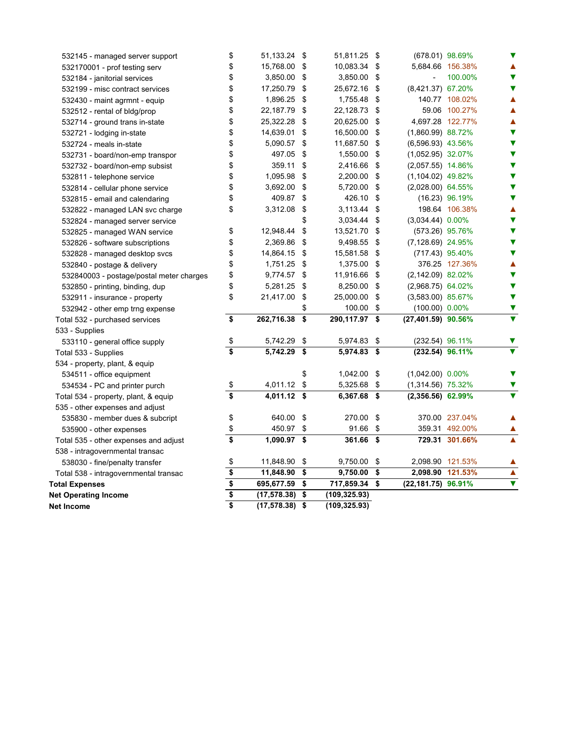| Account | Actual | Budget | Variance | % of Budget | |
|---|---|---|---|---|---|
| 532145 - managed server support | $ 51,133.24 | $ 51,811.25 | $ (678.01) | 98.69% | ▼ |
| 532170001 - prof testing serv | $ 15,768.00 | $ 10,083.34 | $ 5,684.66 | 156.38% | ▲ |
| 532184 - janitorial services | $ 3,850.00 | $ 3,850.00 | $ - | 100.00% | ▼ |
| 532199 - misc contract services | $ 17,250.79 | $ 25,672.16 | $ (8,421.37) | 67.20% | ▼ |
| 532430 - maint agrmnt - equip | $ 1,896.25 | $ 1,755.48 | $ 140.77 | 108.02% | ▲ |
| 532512 - rental of bldg/prop | $ 22,187.79 | $ 22,128.73 | $ 59.06 | 100.27% | ▲ |
| 532714 - ground trans in-state | $ 25,322.28 | $ 20,625.00 | $ 4,697.28 | 122.77% | ▲ |
| 532721 - lodging in-state | $ 14,639.01 | $ 16,500.00 | $ (1,860.99) | 88.72% | ▼ |
| 532724 - meals in-state | $ 5,090.57 | $ 11,687.50 | $ (6,596.93) | 43.56% | ▼ |
| 532731 - board/non-emp transpor | $ 497.05 | $ 1,550.00 | $ (1,052.95) | 32.07% | ▼ |
| 532732 - board/non-emp subsist | $ 359.11 | $ 2,416.66 | $ (2,057.55) | 14.86% | ▼ |
| 532811 - telephone service | $ 1,095.98 | $ 2,200.00 | $ (1,104.02) | 49.82% | ▼ |
| 532814 - cellular phone service | $ 3,692.00 | $ 5,720.00 | $ (2,028.00) | 64.55% | ▼ |
| 532815 - email and calendaring | $ 409.87 | $ 426.10 | $ (16.23) | 96.19% | ▼ |
| 532822 - managed LAN svc charge | $ 3,312.08 | $ 3,113.44 | $ 198.64 | 106.38% | ▲ |
| 532824 - managed server service | | $ 3,034.44 | $ (3,034.44) | 0.00% | ▼ |
| 532825 - managed WAN service | $ 12,948.44 | $ 13,521.70 | $ (573.26) | 95.76% | ▼ |
| 532826 - software subscriptions | $ 2,369.86 | $ 9,498.55 | $ (7,128.69) | 24.95% | ▼ |
| 532828 - managed desktop svcs | $ 14,864.15 | $ 15,581.58 | $ (717.43) | 95.40% | ▼ |
| 532840 - postage & delivery | $ 1,751.25 | $ 1,375.00 | $ 376.25 | 127.36% | ▲ |
| 532840003 - postage/postal meter charges | $ 9,774.57 | $ 11,916.66 | $ (2,142.09) | 82.02% | ▼ |
| 532850 - printing, binding, dup | $ 5,281.25 | $ 8,250.00 | $ (2,968.75) | 64.02% | ▼ |
| 532911 - insurance - property | $ 21,417.00 | $ 25,000.00 | $ (3,583.00) | 85.67% | ▼ |
| 532942 - other emp trng expense | | $ 100.00 | $ (100.00) | 0.00% | ▼ |
| Total 532 - purchased services | **$ 262,716.38** | **$ 290,117.97** | **$ (27,401.59)** | **90.56%** | ▼ |
| 533 - Supplies | | | | | |
| 533110 - general office supply | $ 5,742.29 | $ 5,974.83 | $ (232.54) | 96.11% | ▼ |
| Total 533 - Supplies | **$ 5,742.29** | **$ 5,974.83** | **$ (232.54)** | **96.11%** | ▼ |
| 534 - property, plant, & equip | | | | | |
| 534511 - office equipment | | $ 1,042.00 | $ (1,042.00) | 0.00% | ▼ |
| 534534 - PC and printer purch | $ 4,011.12 | $ 5,325.68 | $ (1,314.56) | 75.32% | ▼ |
| Total 534 - property, plant, & equip | **$ 4,011.12** | **$ 6,367.68** | **$ (2,356.56)** | **62.99%** | ▼ |
| 535 - other expenses and adjust | | | | | |
| 535830 - member dues & subcript | $ 640.00 | $ 270.00 | $ 370.00 | 237.04% | ▲ |
| 535900 - other expenses | $ 450.97 | $ 91.66 | $ 359.31 | 492.00% | ▲ |
| Total 535 - other expenses and adjust | **$ 1,090.97** | **$ 361.66** | **$ 729.31** | **301.66%** | ▲ |
| 538 - intragovernmental transac | | | | | |
| 538030 - fine/penalty transfer | $ 11,848.90 | $ 9,750.00 | $ 2,098.90 | 121.53% | ▲ |
| Total 538 - intragovernmental transac | **$ 11,848.90** | **$ 9,750.00** | **$ 2,098.90** | **121.53%** | ▲ |
| **Total Expenses** | **$ 695,677.59** | **$ 717,859.34** | **$ (22,181.75)** | **96.91%** | ▼ |
| **Net Operating Income** | **$ (17,578.38)** | **$ (109,325.93)** | | | |
| **Net Income** | **$ (17,578.38)** | **$ (109,325.93)** | | | |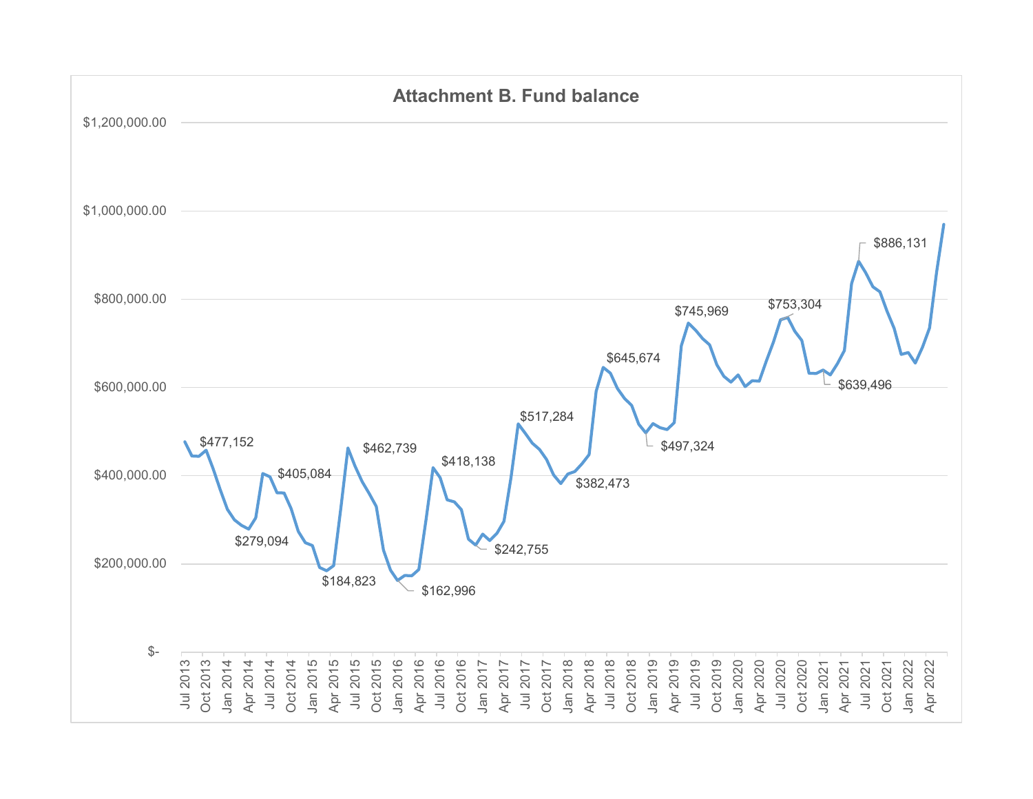## Attachment B. Fund balance

$1,200,000.00

$1,000,000.00

$800,000.00

$600,000.00

$400,000.00

$200,000.00

$-

$477,152

$279,094

$405,084

$184,823

$462,739

$162,996

$418,138

$242,755

$517,284

$382,473

$645,674

$497,324

$745,969

$753,304

$639,496

$886,131

Jul 2013, Oct 2013, Jan 2014, Apr 2014, Jul 2014, Oct 2014, Jan 2015, Apr 2015, Jul 2015, Oct 2015, Jan 2016, Apr 2016, Jul 2016, Oct 2016, Jan 2017, Apr 2017, Jul 2017, Oct 2017, Jan 2018, Apr 2018, Jul 2018, Oct 2018, Jan 2019, Apr 2019, Jul 2019, Oct 2019, Jan 2020, Apr 2020, Jul 2020, Oct 2020, Jan 2021, Apr 2021, Jul 2021, Oct 2021, Jan 2022, Apr 2022